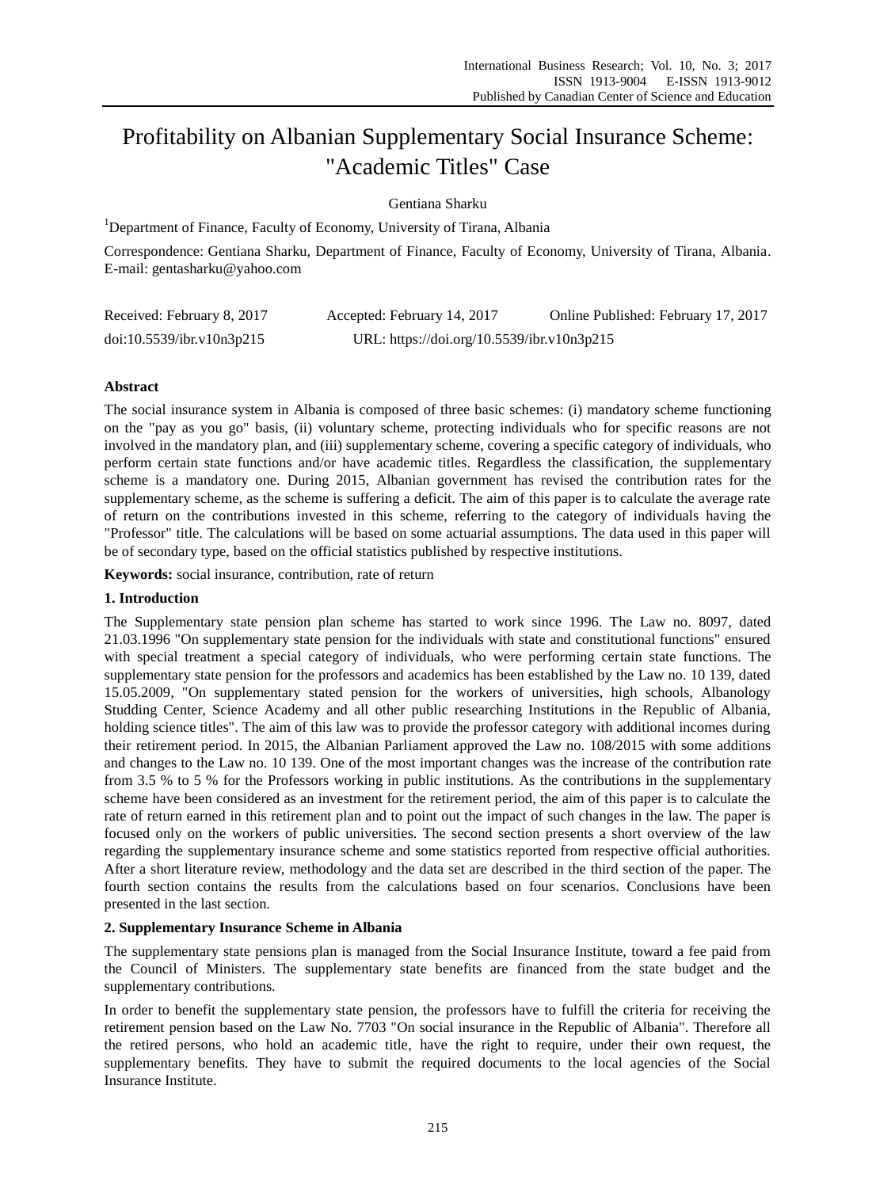# Profitability on Albanian Supplementary Social Insurance Scheme: "Academic Titles" Case

Gentiana Sharku

[1]Department of Finance, Faculty of Economy, University of Tirana, Albania

Correspondence: Gentiana Sharku, Department of Finance, Faculty of Economy, University of Tirana, Albania. E-mail: gentasharku@yahoo.com

Received: February 8, 2017 Accepted: February 14, 2017 Online Published: February 17, 2017

doi:10.5539/ibr.v10n3p215 URL: https://doi.org/10.5539/ibr.v10n3p215

## Abstract

The social insurance system in Albania is composed of three basic schemes: (i) mandatory scheme functioning on the "pay as you go" basis, (ii) voluntary scheme, protecting individuals who for specific reasons are not involved in the mandatory plan, and (iii) supplementary scheme, covering a specific category of individuals, who perform certain state functions and/or have academic titles. Regardless the classification, the supplementary scheme is a mandatory one. During 2015, Albanian government has revised the contribution rates for the supplementary scheme, as the scheme is suffering a deficit. The aim of this paper is to calculate the average rate of return on the contributions invested in this scheme, referring to the category of individuals having the "Professor" title. The calculations will be based on some actuarial assumptions. The data used in this paper will be of secondary type, based on the official statistics published by respective institutions.

**Keywords:** social insurance, contribution, rate of return

## 1. Introduction

The Supplementary state pension plan scheme has started to work since 1996. The Law no. 8097, dated 21.03.1996 "On supplementary state pension for the individuals with state and constitutional functions" ensured with special treatment a special category of individuals, who were performing certain state functions. The supplementary state pension for the professors and academics has been established by the Law no. 10 139, dated 15.05.2009, "On supplementary stated pension for the workers of universities, high schools, Albanology Studding Center, Science Academy and all other public researching Institutions in the Republic of Albania, holding science titles". The aim of this law was to provide the professor category with additional incomes during their retirement period. In 2015, the Albanian Parliament approved the Law no. 108/2015 with some additions and changes to the Law no. 10 139. One of the most important changes was the increase of the contribution rate from 3.5 % to 5 % for the Professors working in public institutions. As the contributions in the supplementary scheme have been considered as an investment for the retirement period, the aim of this paper is to calculate the rate of return earned in this retirement plan and to point out the impact of such changes in the law. The paper is focused only on the workers of public universities. The second section presents a short overview of the law regarding the supplementary insurance scheme and some statistics reported from respective official authorities. After a short literature review, methodology and the data set are described in the third section of the paper. The fourth section contains the results from the calculations based on four scenarios. Conclusions have been presented in the last section.

## 2. Supplementary Insurance Scheme in Albania

The supplementary state pensions plan is managed from the Social Insurance Institute, toward a fee paid from the Council of Ministers. The supplementary state benefits are financed from the state budget and the supplementary contributions.

In order to benefit the supplementary state pension, the professors have to fulfill the criteria for receiving the retirement pension based on the Law No. 7703 "On social insurance in the Republic of Albania". Therefore all the retired persons, who hold an academic title, have the right to require, under their own request, the supplementary benefits. They have to submit the required documents to the local agencies of the Social Insurance Institute.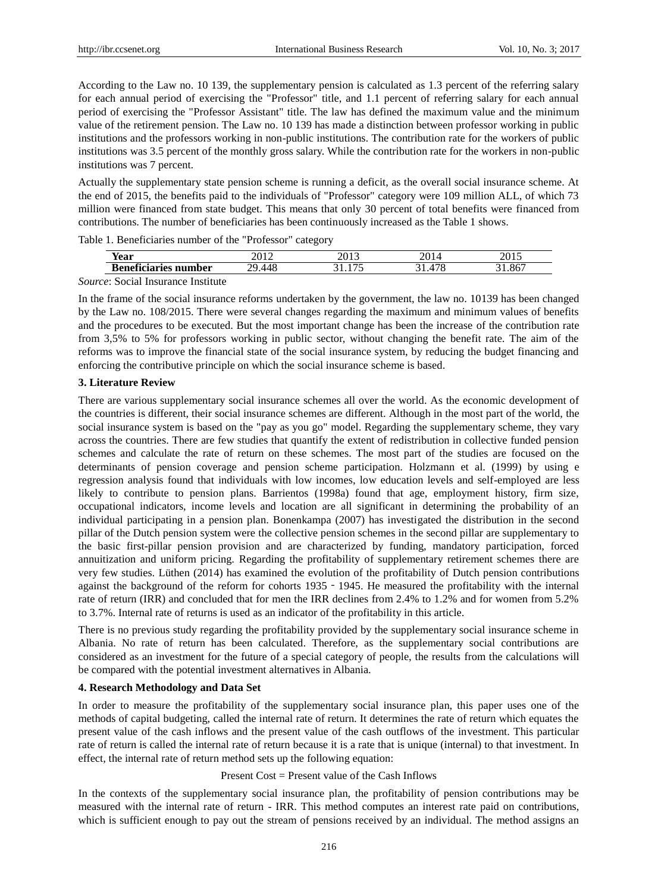According to the Law no. 10 139, the supplementary pension is calculated as 1.3 percent of the referring salary for each annual period of exercising the "Professor" title, and 1.1 percent of referring salary for each annual period of exercising the "Professor Assistant" title. The law has defined the maximum value and the minimum value of the retirement pension. The Law no. 10 139 has made a distinction between professor working in public institutions and the professors working in non-public institutions. The contribution rate for the workers of public institutions was 3.5 percent of the monthly gross salary. While the contribution rate for the workers in non-public institutions was 7 percent.

Actually the supplementary state pension scheme is running a deficit, as the overall social insurance scheme. At the end of 2015, the benefits paid to the individuals of "Professor" category were 109 million ALL, of which 73 million were financed from state budget. This means that only 30 percent of total benefits were financed from contributions. The number of beneficiaries has been continuously increased as the Table 1 shows.

Table 1. Beneficiaries number of the "Professor" category

| **Year** | 2012 | 2013 | 2014 | 2015 |
|---|---|---|---|---|
| **Beneficiaries number** | 29.448 | 31.175 | 31.478 | 31.867 |

*Source*: Social Insurance Institute

In the frame of the social insurance reforms undertaken by the government, the law no. 10139 has been changed by the Law no. 108/2015. There were several changes regarding the maximum and minimum values of benefits and the procedures to be executed. But the most important change has been the increase of the contribution rate from 3,5% to 5% for professors working in public sector, without changing the benefit rate. The aim of the reforms was to improve the financial state of the social insurance system, by reducing the budget financing and enforcing the contributive principle on which the social insurance scheme is based.

## 3. Literature Review

There are various supplementary social insurance schemes all over the world. As the economic development of the countries is different, their social insurance schemes are different. Although in the most part of the world, the social insurance system is based on the "pay as you go" model. Regarding the supplementary scheme, they vary across the countries. There are few studies that quantify the extent of redistribution in collective funded pension schemes and calculate the rate of return on these schemes. The most part of the studies are focused on the determinants of pension coverage and pension scheme participation. Holzmann et al. (1999) by using e regression analysis found that individuals with low incomes, low education levels and self-employed are less likely to contribute to pension plans. Barrientos (1998a) found that age, employment history, firm size, occupational indicators, income levels and location are all significant in determining the probability of an individual participating in a pension plan. Bonenkampa (2007) has investigated the distribution in the second pillar of the Dutch pension system were the collective pension schemes in the second pillar are supplementary to the basic first-pillar pension provision and are characterized by funding, mandatory participation, forced annuitization and uniform pricing. Regarding the profitability of supplementary retirement schemes there are very few studies. Lüthen (2014) has examined the evolution of the profitability of Dutch pension contributions against the background of the reform for cohorts 1935 - 1945. He measured the profitability with the internal rate of return (IRR) and concluded that for men the IRR declines from 2.4% to 1.2% and for women from 5.2% to 3.7%. Internal rate of returns is used as an indicator of the profitability in this article.

There is no previous study regarding the profitability provided by the supplementary social insurance scheme in Albania. No rate of return has been calculated. Therefore, as the supplementary social contributions are considered as an investment for the future of a special category of people, the results from the calculations will be compared with the potential investment alternatives in Albania.

## 4. Research Methodology and Data Set

In order to measure the profitability of the supplementary social insurance plan, this paper uses one of the methods of capital budgeting, called the internal rate of return. It determines the rate of return which equates the present value of the cash inflows and the present value of the cash outflows of the investment. This particular rate of return is called the internal rate of return because it is a rate that is unique (internal) to that investment. In effect, the internal rate of return method sets up the following equation:

$$\text{Present Cost} = \text{Present value of the Cash Inflows}$$

In the contexts of the supplementary social insurance plan, the profitability of pension contributions may be measured with the internal rate of return - IRR. This method computes an interest rate paid on contributions, which is sufficient enough to pay out the stream of pensions received by an individual. The method assigns an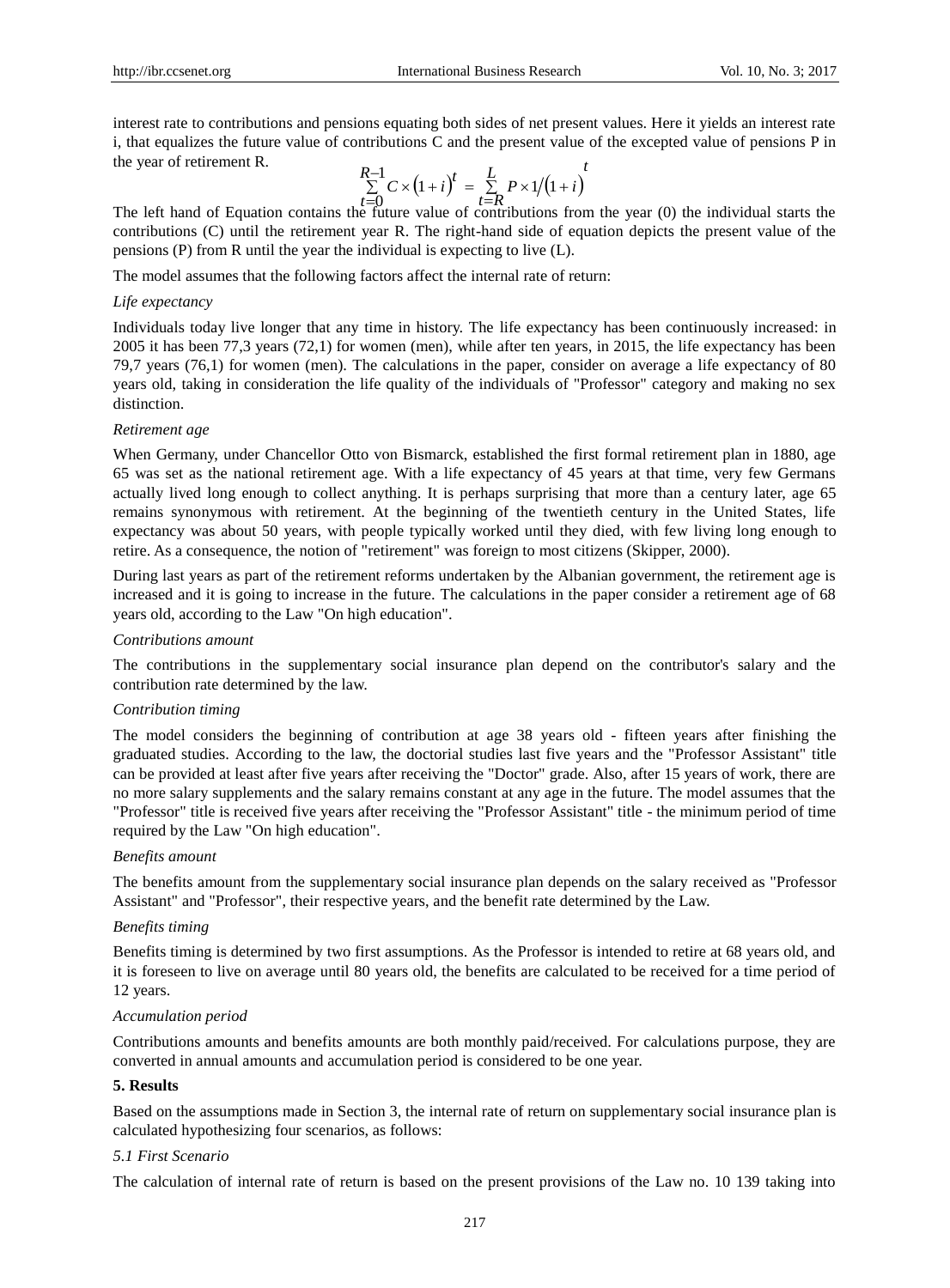interest rate to contributions and pensions equating both sides of net present values. Here it yields an interest rate i, that equalizes the future value of contributions C and the present value of the excepted value of pensions P in the year of retirement R.

$$\sum_{t=0}^{R-1} C \times (1+i)^t = \sum_{t=R}^{L} P \times 1/(1+i)^t$$

The left hand of Equation contains the future value of contributions from the year (0) the individual starts the contributions (C) until the retirement year R. The right-hand side of equation depicts the present value of the pensions (P) from R until the year the individual is expecting to live (L).

The model assumes that the following factors affect the internal rate of return:

*Life expectancy*

Individuals today live longer that any time in history. The life expectancy has been continuously increased: in 2005 it has been 77,3 years (72,1) for women (men), while after ten years, in 2015, the life expectancy has been 79,7 years (76,1) for women (men). The calculations in the paper, consider on average a life expectancy of 80 years old, taking in consideration the life quality of the individuals of "Professor" category and making no sex distinction.

*Retirement age*

When Germany, under Chancellor Otto von Bismarck, established the first formal retirement plan in 1880, age 65 was set as the national retirement age. With a life expectancy of 45 years at that time, very few Germans actually lived long enough to collect anything. It is perhaps surprising that more than a century later, age 65 remains synonymous with retirement. At the beginning of the twentieth century in the United States, life expectancy was about 50 years, with people typically worked until they died, with few living long enough to retire. As a consequence, the notion of "retirement" was foreign to most citizens (Skipper, 2000).

During last years as part of the retirement reforms undertaken by the Albanian government, the retirement age is increased and it is going to increase in the future. The calculations in the paper consider a retirement age of 68 years old, according to the Law "On high education".

*Contributions amount*

The contributions in the supplementary social insurance plan depend on the contributor's salary and the contribution rate determined by the law.

*Contribution timing*

The model considers the beginning of contribution at age 38 years old - fifteen years after finishing the graduated studies. According to the law, the doctorial studies last five years and the "Professor Assistant" title can be provided at least after five years after receiving the "Doctor" grade. Also, after 15 years of work, there are no more salary supplements and the salary remains constant at any age in the future. The model assumes that the "Professor" title is received five years after receiving the "Professor Assistant" title - the minimum period of time required by the Law "On high education".

*Benefits amount*

The benefits amount from the supplementary social insurance plan depends on the salary received as "Professor Assistant" and "Professor", their respective years, and the benefit rate determined by the Law.

*Benefits timing*

Benefits timing is determined by two first assumptions. As the Professor is intended to retire at 68 years old, and it is foreseen to live on average until 80 years old, the benefits are calculated to be received for a time period of 12 years.

*Accumulation period*

Contributions amounts and benefits amounts are both monthly paid/received. For calculations purpose, they are converted in annual amounts and accumulation period is considered to be one year.

## 5. Results

Based on the assumptions made in Section 3, the internal rate of return on supplementary social insurance plan is calculated hypothesizing four scenarios, as follows:

### *5.1 First Scenario*

The calculation of internal rate of return is based on the present provisions of the Law no. 10 139 taking into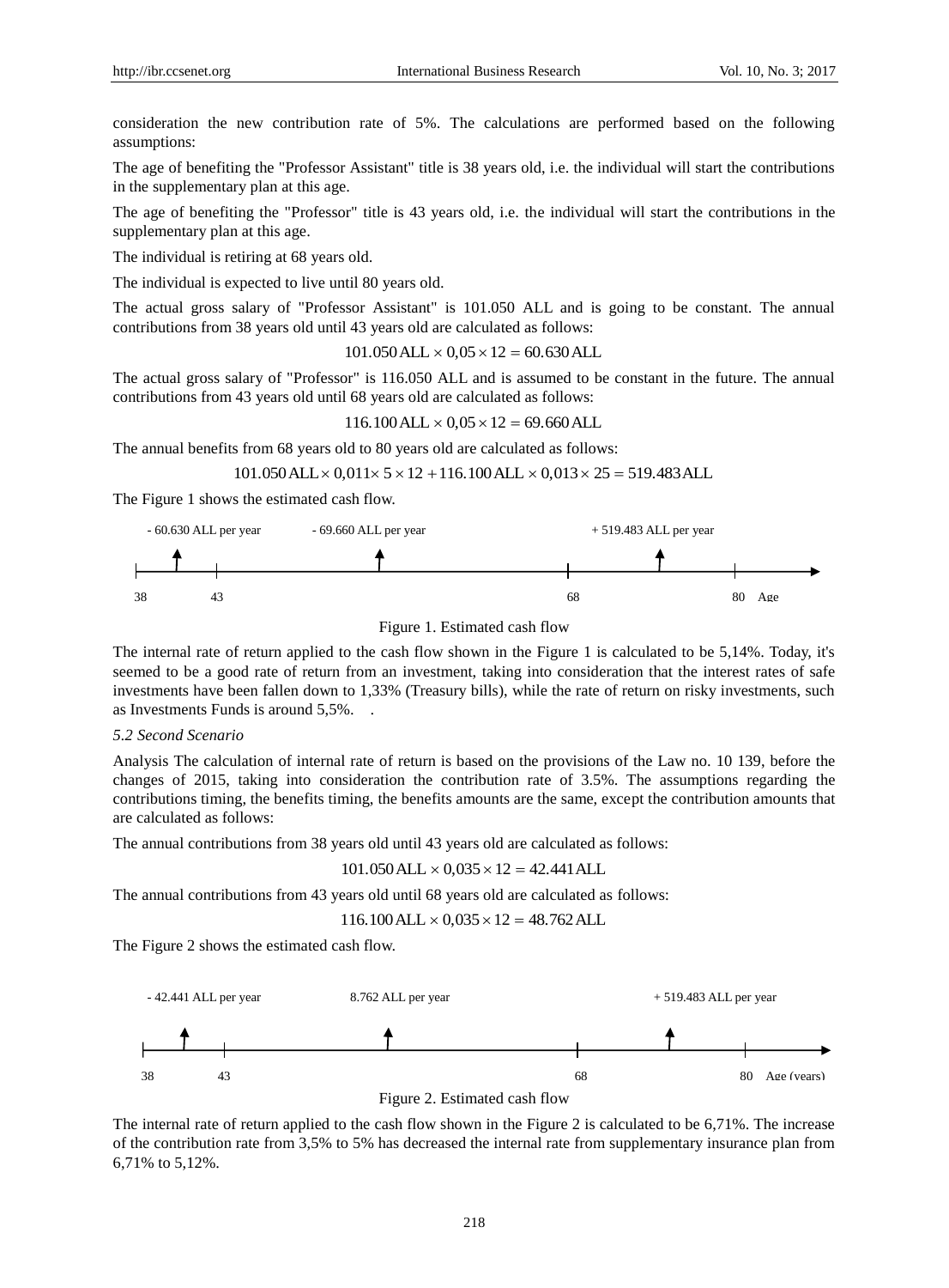consideration the new contribution rate of 5%. The calculations are performed based on the following assumptions:

The age of benefiting the "Professor Assistant" title is 38 years old, i.e. the individual will start the contributions in the supplementary plan at this age.

The age of benefiting the "Professor" title is 43 years old, i.e. the individual will start the contributions in the supplementary plan at this age.

The individual is retiring at 68 years old.

The individual is expected to live until 80 years old.

The actual gross salary of "Professor Assistant" is 101.050 ALL and is going to be constant. The annual contributions from 38 years old until 43 years old are calculated as follows:

$$101.050\,\text{ALL} \times 0{,}05 \times 12 = 60.630\,\text{ALL}$$

The actual gross salary of "Professor" is 116.050 ALL and is assumed to be constant in the future. The annual contributions from 43 years old until 68 years old are calculated as follows:

$$116.100\,\text{ALL} \times 0{,}05 \times 12 = 69.660\,\text{ALL}$$

The annual benefits from 68 years old to 80 years old are calculated as follows:

$$101.050\,\text{ALL} \times 0{,}011 \times 5 \times 12 + 116.100\,\text{ALL} \times 0{,}013 \times 25 = 519.483\,\text{ALL}$$

The Figure 1 shows the estimated cash flow.

- 60.630 ALL per year | - 69.660 ALL per year | + 519.483 ALL per year

38 | 43 | 68 | 80 Age

Figure 1. Estimated cash flow

The internal rate of return applied to the cash flow shown in the Figure 1 is calculated to be 5,14%. Today, it's seemed to be a good rate of return from an investment, taking into consideration that the interest rates of safe investments have been fallen down to 1,33% (Treasury bills), while the rate of return on risky investments, such as Investments Funds is around 5,5%. .

*5.2 Second Scenario*

Analysis The calculation of internal rate of return is based on the provisions of the Law no. 10 139, before the changes of 2015, taking into consideration the contribution rate of 3.5%. The assumptions regarding the contributions timing, the benefits timing, the benefits amounts are the same, except the contribution amounts that are calculated as follows:

The annual contributions from 38 years old until 43 years old are calculated as follows:

$$101.050\,\text{ALL} \times 0{,}035 \times 12 = 42.441\,\text{ALL}$$

The annual contributions from 43 years old until 68 years old are calculated as follows:

$$116.100\,\text{ALL} \times 0{,}035 \times 12 = 48.762\,\text{ALL}$$

The Figure 2 shows the estimated cash flow.

- 42.441 ALL per year | 8.762 ALL per year | + 519.483 ALL per year

38 | 43 | 68 | 80 Age (years)

Figure 2. Estimated cash flow

The internal rate of return applied to the cash flow shown in the Figure 2 is calculated to be 6,71%. The increase of the contribution rate from 3,5% to 5% has decreased the internal rate from supplementary insurance plan from 6,71% to 5,12%.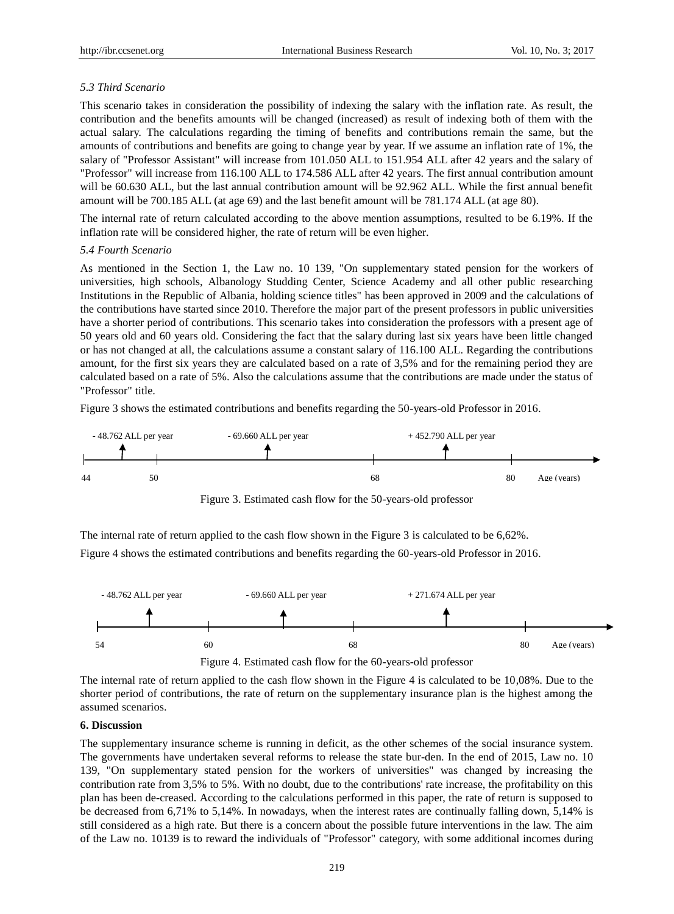*5.3 Third Scenario*

This scenario takes in consideration the possibility of indexing the salary with the inflation rate. As result, the contribution and the benefits amounts will be changed (increased) as result of indexing both of them with the actual salary. The calculations regarding the timing of benefits and contributions remain the same, but the amounts of contributions and benefits are going to change year by year. If we assume an inflation rate of 1%, the salary of "Professor Assistant" will increase from 101.050 ALL to 151.954 ALL after 42 years and the salary of "Professor" will increase from 116.100 ALL to 174.586 ALL after 42 years. The first annual contribution amount will be 60.630 ALL, but the last annual contribution amount will be 92.962 ALL. While the first annual benefit amount will be 700.185 ALL (at age 69) and the last benefit amount will be 781.174 ALL (at age 80).

The internal rate of return calculated according to the above mention assumptions, resulted to be 6.19%. If the inflation rate will be considered higher, the rate of return will be even higher.

*5.4 Fourth Scenario*

As mentioned in the Section 1, the Law no. 10 139, "On supplementary stated pension for the workers of universities, high schools, Albanology Studding Center, Science Academy and all other public researching Institutions in the Republic of Albania, holding science titles" has been approved in 2009 and the calculations of the contributions have started since 2010. Therefore the major part of the present professors in public universities have a shorter period of contributions. This scenario takes into consideration the professors with a present age of 50 years old and 60 years old. Considering the fact that the salary during last six years have been little changed or has not changed at all, the calculations assume a constant salary of 116.100 ALL. Regarding the contributions amount, for the first six years they are calculated based on a rate of 3,5% and for the remaining period they are calculated based on a rate of 5%. Also the calculations assume that the contributions are made under the status of "Professor" title.

Figure 3 shows the estimated contributions and benefits regarding the 50-years-old Professor in 2016.

- 48.762 ALL per year | - 69.660 ALL per year | + 452.790 ALL per year

44 | 50 | 68 | 80 | Age (years)

Figure 3. Estimated cash flow for the 50-years-old professor

The internal rate of return applied to the cash flow shown in the Figure 3 is calculated to be 6,62%.

Figure 4 shows the estimated contributions and benefits regarding the 60-years-old Professor in 2016.

- 48.762 ALL per year | - 69.660 ALL per year | + 271.674 ALL per year

54 | 60 | 68 | 80 | Age (years)

Figure 4. Estimated cash flow for the 60-years-old professor

The internal rate of return applied to the cash flow shown in the Figure 4 is calculated to be 10,08%. Due to the shorter period of contributions, the rate of return on the supplementary insurance plan is the highest among the assumed scenarios.

**6. Discussion**

The supplementary insurance scheme is running in deficit, as the other schemes of the social insurance system. The governments have undertaken several reforms to release the state bur-den. In the end of 2015, Law no. 10 139, "On supplementary stated pension for the workers of universities" was changed by increasing the contribution rate from 3,5% to 5%. With no doubt, due to the contributions' rate increase, the profitability on this plan has been de-creased. According to the calculations performed in this paper, the rate of return is supposed to be decreased from 6,71% to 5,14%. In nowadays, when the interest rates are continually falling down, 5,14% is still considered as a high rate. But there is a concern about the possible future interventions in the law. The aim of the Law no. 10139 is to reward the individuals of "Professor" category, with some additional incomes during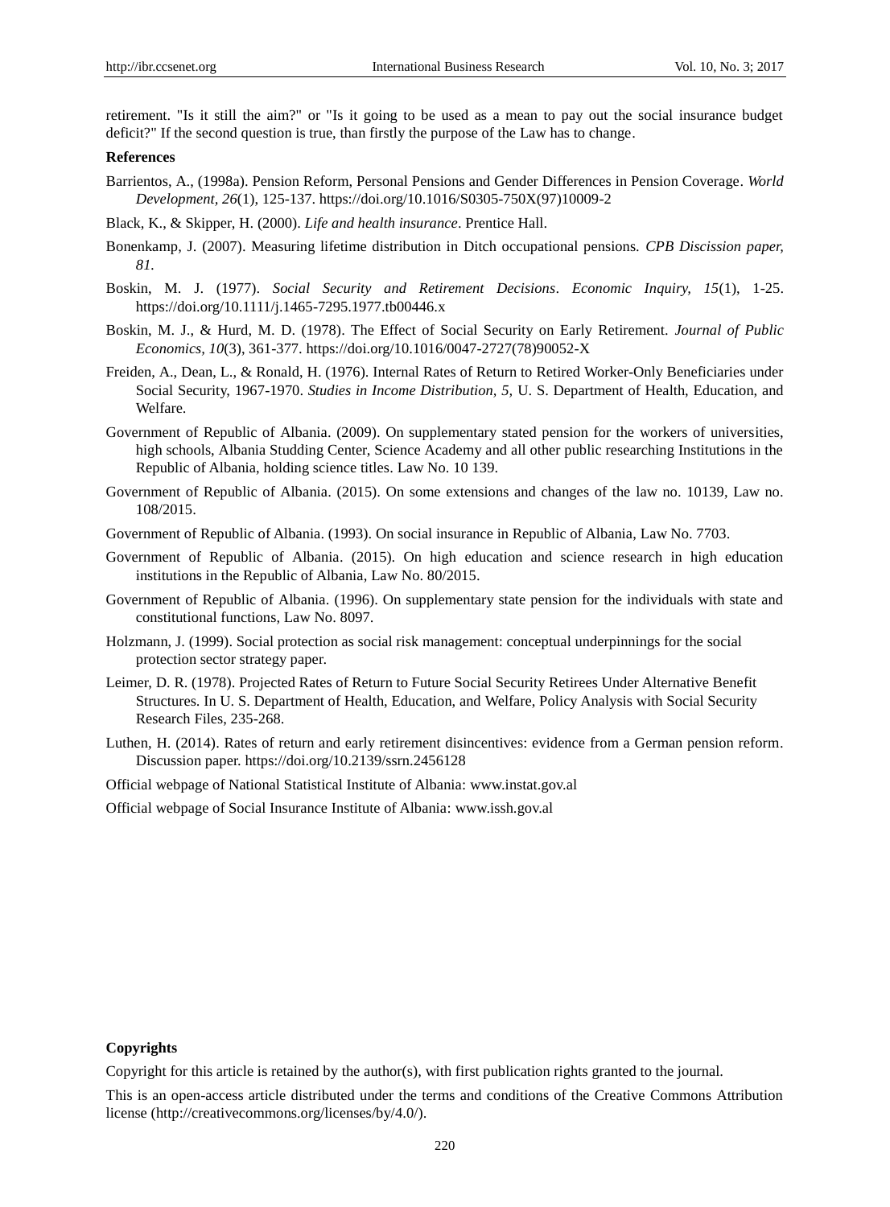retirement. "Is it still the aim?" or "Is it going to be used as a mean to pay out the social insurance budget deficit?" If the second question is true, than firstly the purpose of the Law has to change.

**References**

Barrientos, A., (1998a). Pension Reform, Personal Pensions and Gender Differences in Pension Coverage. *World Development, 26*(1), 125-137. https://doi.org/10.1016/S0305-750X(97)10009-2

Black, K., & Skipper, H. (2000). *Life and health insurance*. Prentice Hall.

Bonenkamp, J. (2007). Measuring lifetime distribution in Ditch occupational pensions. *CPB Discission paper, 81.*

Boskin, M. J. (1977). *Social Security and Retirement Decisions*. *Economic Inquiry, 15*(1), 1-25. https://doi.org/10.1111/j.1465-7295.1977.tb00446.x

Boskin, M. J., & Hurd, M. D. (1978). The Effect of Social Security on Early Retirement. *Journal of Public Economics, 10*(3), 361-377. https://doi.org/10.1016/0047-2727(78)90052-X

Freiden, A., Dean, L., & Ronald, H. (1976). Internal Rates of Return to Retired Worker-Only Beneficiaries under Social Security, 1967-1970. *Studies in Income Distribution, 5,* U. S. Department of Health, Education, and Welfare.

Government of Republic of Albania. (2009). On supplementary stated pension for the workers of universities, high schools, Albania Studding Center, Science Academy and all other public researching Institutions in the Republic of Albania, holding science titles. Law No. 10 139.

Government of Republic of Albania. (2015). On some extensions and changes of the law no. 10139, Law no. 108/2015.

Government of Republic of Albania. (1993). On social insurance in Republic of Albania, Law No. 7703.

Government of Republic of Albania. (2015). On high education and science research in high education institutions in the Republic of Albania, Law No. 80/2015.

Government of Republic of Albania. (1996). On supplementary state pension for the individuals with state and constitutional functions, Law No. 8097.

Holzmann, J. (1999). Social protection as social risk management: conceptual underpinnings for the social protection sector strategy paper.

Leimer, D. R. (1978). Projected Rates of Return to Future Social Security Retirees Under Alternative Benefit Structures. In U. S. Department of Health, Education, and Welfare, Policy Analysis with Social Security Research Files, 235-268.

Luthen, H. (2014). Rates of return and early retirement disincentives: evidence from a German pension reform. Discussion paper. https://doi.org/10.2139/ssrn.2456128

Official webpage of National Statistical Institute of Albania: www.instat.gov.al

Official webpage of Social Insurance Institute of Albania: www.issh.gov.al

**Copyrights**

Copyright for this article is retained by the author(s), with first publication rights granted to the journal.

This is an open-access article distributed under the terms and conditions of the Creative Commons Attribution license (http://creativecommons.org/licenses/by/4.0/).